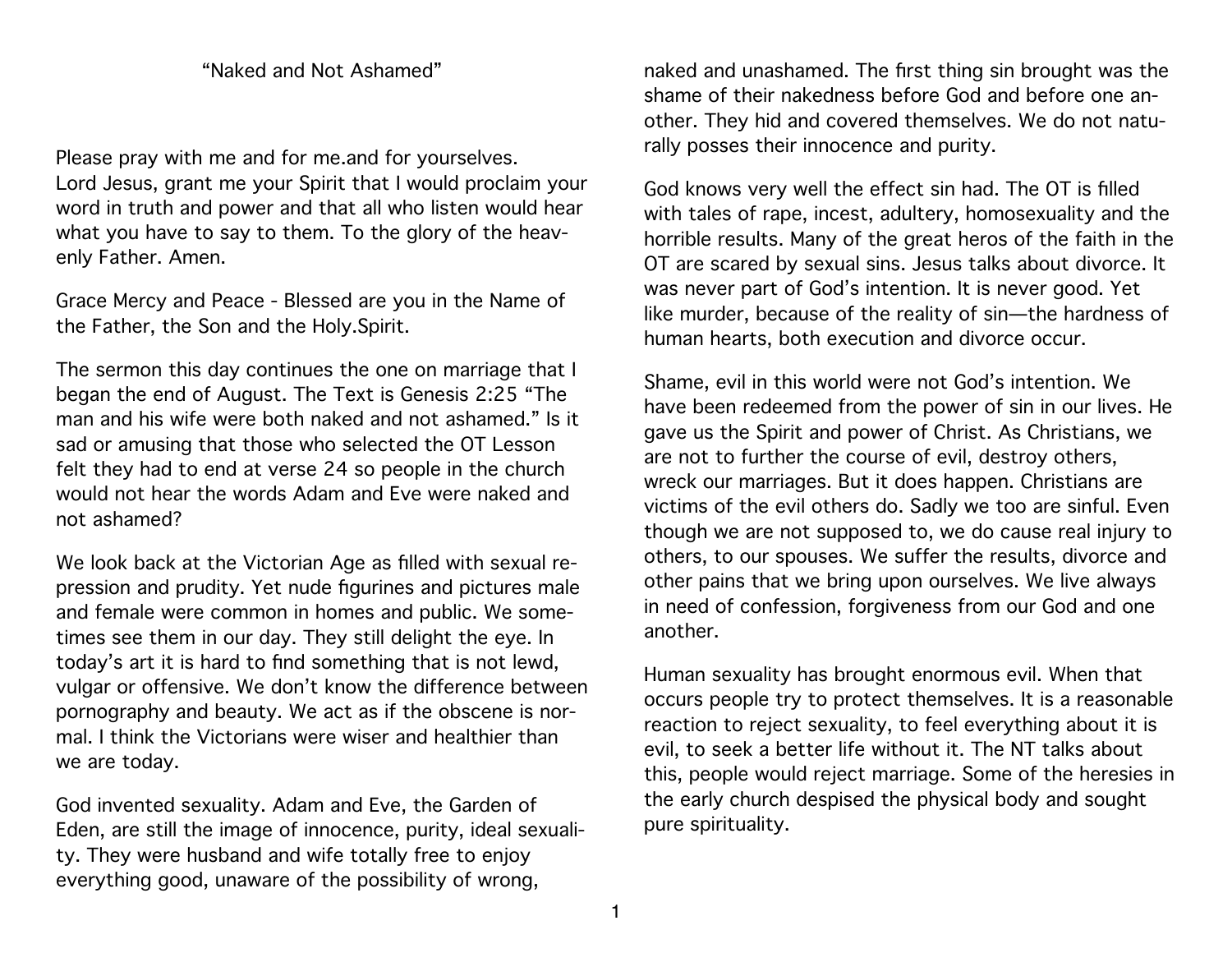# "Naked and Not Ashamed"

Please pray with me and for me.and for yourselves.
Lord Jesus, grant me your Spirit that I would proclaim your word in truth and power and that all who listen would hear what you have to say to them. To the glory of the heavenly Father. Amen.

Grace Mercy and Peace - Blessed are you in the Name of the Father, the Son and the Holy.Spirit.

The sermon this day continues the one on marriage that I began the end of August. The Text is Genesis 2:25 "The man and his wife were both naked and not ashamed." Is it sad or amusing that those who selected the OT Lesson felt they had to end at verse 24 so people in the church would not hear the words Adam and Eve were naked and not ashamed?

We look back at the Victorian Age as filled with sexual repression and prudity. Yet nude figurines and pictures male and female were common in homes and public. We sometimes see them in our day. They still delight the eye. In today's art it is hard to find something that is not lewd, vulgar or offensive. We don't know the difference between pornography and beauty. We act as if the obscene is normal. I think the Victorians were wiser and healthier than we are today.

God invented sexuality. Adam and Eve, the Garden of Eden, are still the image of innocence, purity, ideal sexuality. They were husband and wife totally free to enjoy everything good, unaware of the possibility of wrong, naked and unashamed. The first thing sin brought was the shame of their nakedness before God and before one another. They hid and covered themselves. We do not naturally posses their innocence and purity.

God knows very well the effect sin had. The OT is filled with tales of rape, incest, adultery, homosexuality and the horrible results. Many of the great heros of the faith in the OT are scared by sexual sins. Jesus talks about divorce. It was never part of God's intention. It is never good. Yet like murder, because of the reality of sin—the hardness of human hearts, both execution and divorce occur.

Shame, evil in this world were not God's intention. We have been redeemed from the power of sin in our lives. He gave us the Spirit and power of Christ. As Christians, we are not to further the course of evil, destroy others, wreck our marriages. But it does happen. Christians are victims of the evil others do. Sadly we too are sinful. Even though we are not supposed to, we do cause real injury to others, to our spouses. We suffer the results, divorce and other pains that we bring upon ourselves. We live always in need of confession, forgiveness from our God and one another.

Human sexuality has brought enormous evil. When that occurs people try to protect themselves. It is a reasonable reaction to reject sexuality, to feel everything about it is evil, to seek a better life without it. The NT talks about this, people would reject marriage. Some of the heresies in the early church despised the physical body and sought pure spirituality.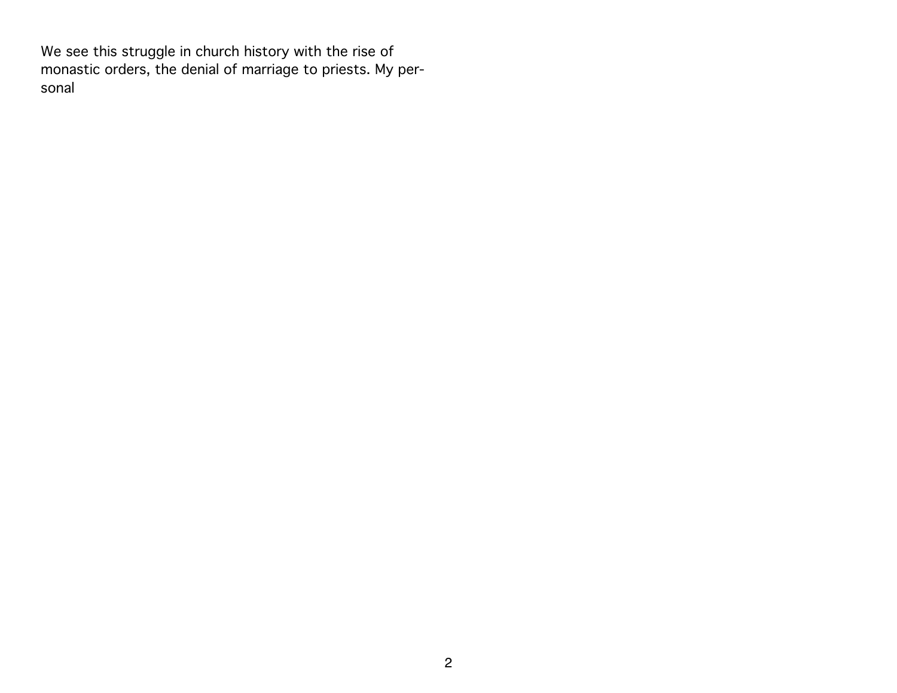We see this struggle in church history with the rise of monastic orders, the denial of marriage to priests. My personal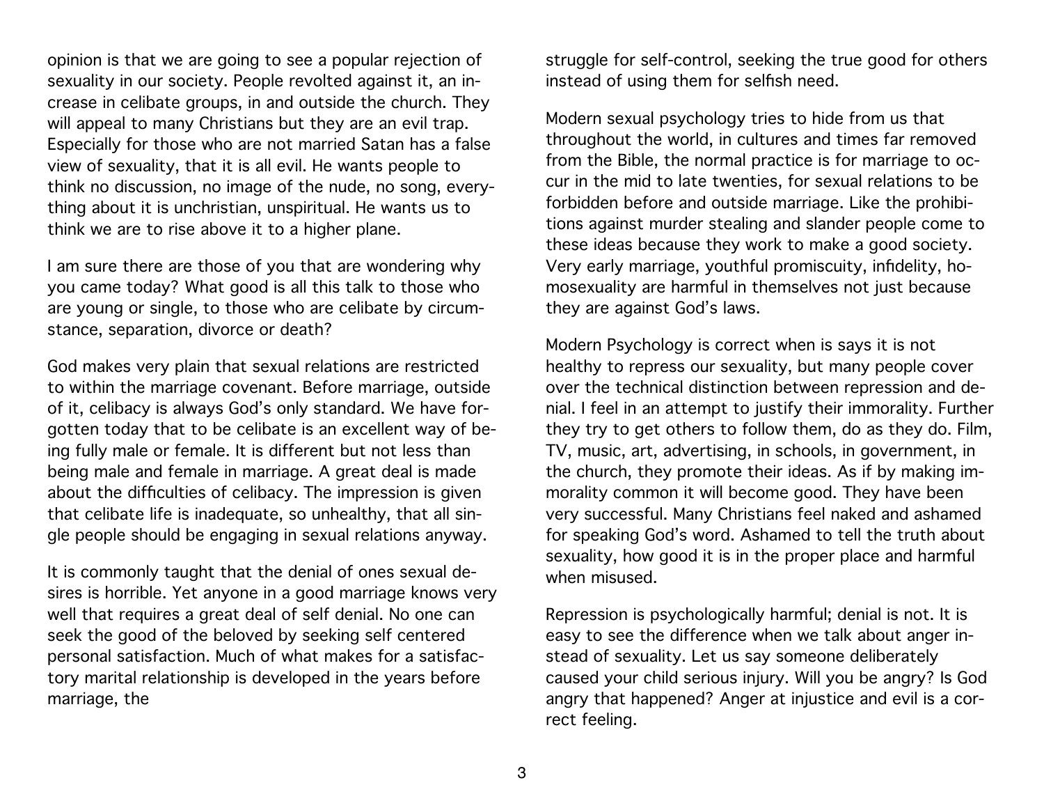opinion is that we are going to see a popular rejection of sexuality in our society. People revolted against it, an increase in celibate groups, in and outside the church. They will appeal to many Christians but they are an evil trap. Especially for those who are not married Satan has a false view of sexuality, that it is all evil. He wants people to think no discussion, no image of the nude, no song, everything about it is unchristian, unspiritual. He wants us to think we are to rise above it to a higher plane.

I am sure there are those of you that are wondering why you came today? What good is all this talk to those who are young or single, to those who are celibate by circumstance, separation, divorce or death?

God makes very plain that sexual relations are restricted to within the marriage covenant. Before marriage, outside of it, celibacy is always God's only standard. We have forgotten today that to be celibate is an excellent way of being fully male or female. It is different but not less than being male and female in marriage. A great deal is made about the difficulties of celibacy. The impression is given that celibate life is inadequate, so unhealthy, that all single people should be engaging in sexual relations anyway.

It is commonly taught that the denial of ones sexual desires is horrible. Yet anyone in a good marriage knows very well that requires a great deal of self denial. No one can seek the good of the beloved by seeking self centered personal satisfaction. Much of what makes for a satisfactory marital relationship is developed in the years before marriage, the struggle for self-control, seeking the true good for others instead of using them for selfish need.

Modern sexual psychology tries to hide from us that throughout the world, in cultures and times far removed from the Bible, the normal practice is for marriage to occur in the mid to late twenties, for sexual relations to be forbidden before and outside marriage. Like the prohibitions against murder stealing and slander people come to these ideas because they work to make a good society. Very early marriage, youthful promiscuity, infidelity, homosexuality are harmful in themselves not just because they are against God's laws.

Modern Psychology is correct when is says it is not healthy to repress our sexuality, but many people cover over the technical distinction between repression and denial. I feel in an attempt to justify their immorality. Further they try to get others to follow them, do as they do. Film, TV, music, art, advertising, in schools, in government, in the church, they promote their ideas. As if by making immorality common it will become good. They have been very successful. Many Christians feel naked and ashamed for speaking God's word. Ashamed to tell the truth about sexuality, how good it is in the proper place and harmful when misused.

Repression is psychologically harmful; denial is not. It is easy to see the difference when we talk about anger instead of sexuality. Let us say someone deliberately caused your child serious injury. Will you be angry? Is God angry that happened? Anger at injustice and evil is a correct feeling.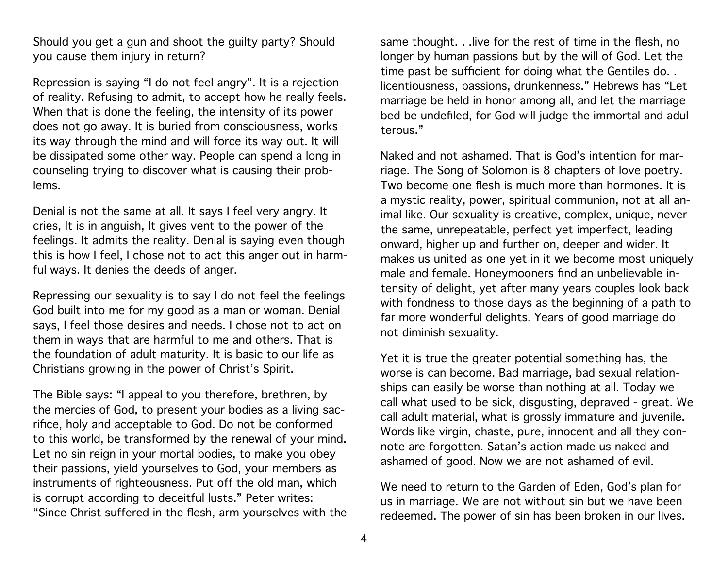Should you get a gun and shoot the guilty party? Should you cause them injury in return?

Repression is saying "I do not feel angry". It is a rejection of reality. Refusing to admit, to accept how he really feels. When that is done the feeling, the intensity of its power does not go away. It is buried from consciousness, works its way through the mind and will force its way out. It will be dissipated some other way. People can spend a long in counseling trying to discover what is causing their problems.

Denial is not the same at all. It says I feel very angry. It cries, It is in anguish, It gives vent to the power of the feelings. It admits the reality. Denial is saying even though this is how I feel, I chose not to act this anger out in harmful ways. It denies the deeds of anger.

Repressing our sexuality is to say I do not feel the feelings God built into me for my good as a man or woman. Denial says, I feel those desires and needs. I chose not to act on them in ways that are harmful to me and others. That is the foundation of adult maturity. It is basic to our life as Christians growing in the power of Christ's Spirit.

The Bible says: "I appeal to you therefore, brethren, by the mercies of God, to present your bodies as a living sacrifice, holy and acceptable to God. Do not be conformed to this world, be transformed by the renewal of your mind. Let no sin reign in your mortal bodies, to make you obey their passions, yield yourselves to God, your members as instruments of righteousness. Put off the old man, which is corrupt according to deceitful lusts." Peter writes: "Since Christ suffered in the flesh, arm yourselves with the same thought. . .live for the rest of time in the flesh, no longer by human passions but by the will of God. Let the time past be sufficient for doing what the Gentiles do. . licentiousness, passions, drunkenness." Hebrews has "Let marriage be held in honor among all, and let the marriage bed be undefiled, for God will judge the immortal and adulterous."

Naked and not ashamed. That is God's intention for marriage. The Song of Solomon is 8 chapters of love poetry. Two become one flesh is much more than hormones. It is a mystic reality, power, spiritual communion, not at all animal like. Our sexuality is creative, complex, unique, never the same, unrepeatable, perfect yet imperfect, leading onward, higher up and further on, deeper and wider. It makes us united as one yet in it we become most uniquely male and female. Honeymooners find an unbelievable intensity of delight, yet after many years couples look back with fondness to those days as the beginning of a path to far more wonderful delights. Years of good marriage do not diminish sexuality.

Yet it is true the greater potential something has, the worse is can become. Bad marriage, bad sexual relationships can easily be worse than nothing at all. Today we call what used to be sick, disgusting, depraved - great. We call adult material, what is grossly immature and juvenile. Words like virgin, chaste, pure, innocent and all they connote are forgotten. Satan's action made us naked and ashamed of good. Now we are not ashamed of evil.

We need to return to the Garden of Eden, God's plan for us in marriage. We are not without sin but we have been redeemed. The power of sin has been broken in our lives.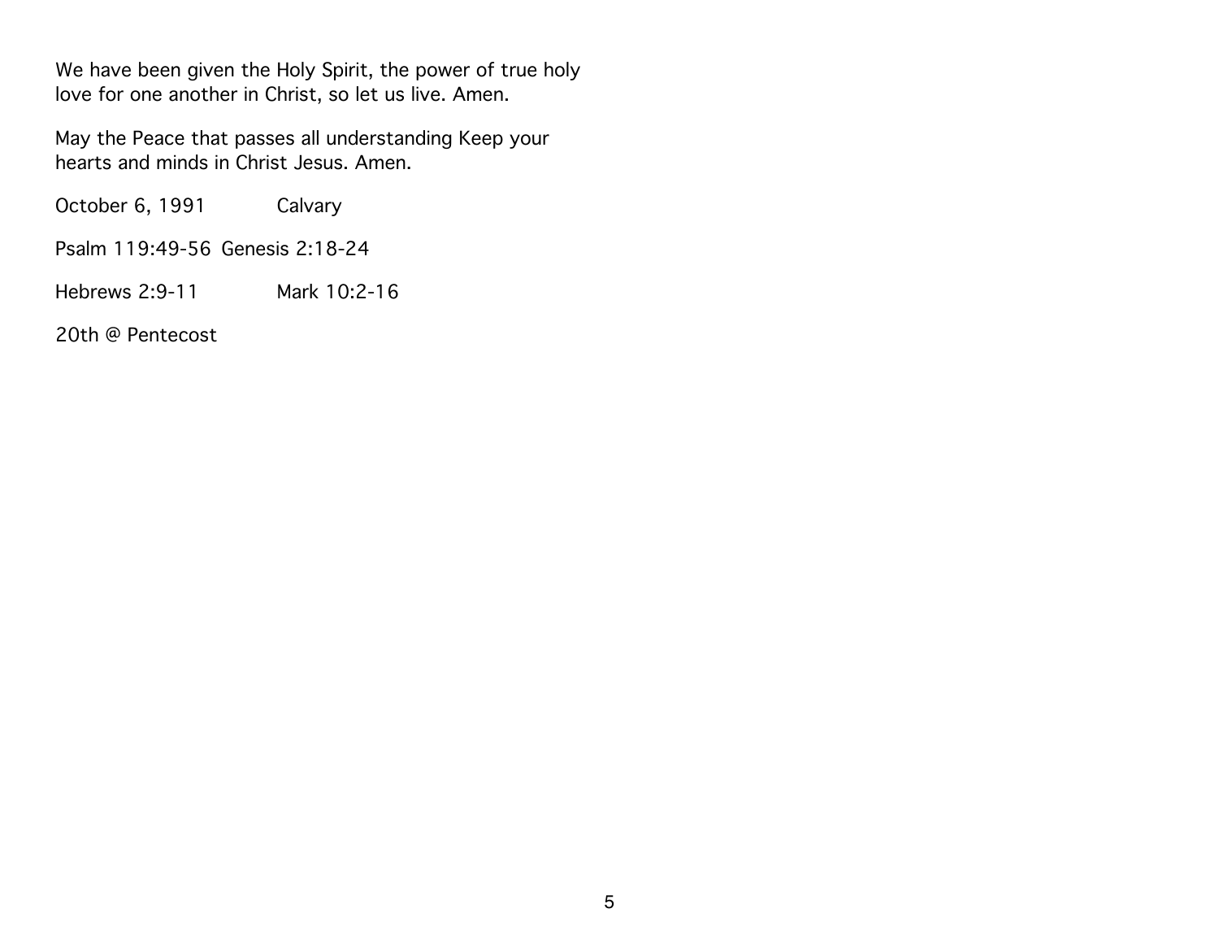We have been given the Holy Spirit, the power of true holy love for one another in Christ, so let us live. Amen.

May the Peace that passes all understanding Keep your hearts and minds in Christ Jesus. Amen.

October 6, 1991 Calvary

Psalm 119:49-56 Genesis 2:18-24

Hebrews 2:9-11 Mark 10:2-16

20th @ Pentecost